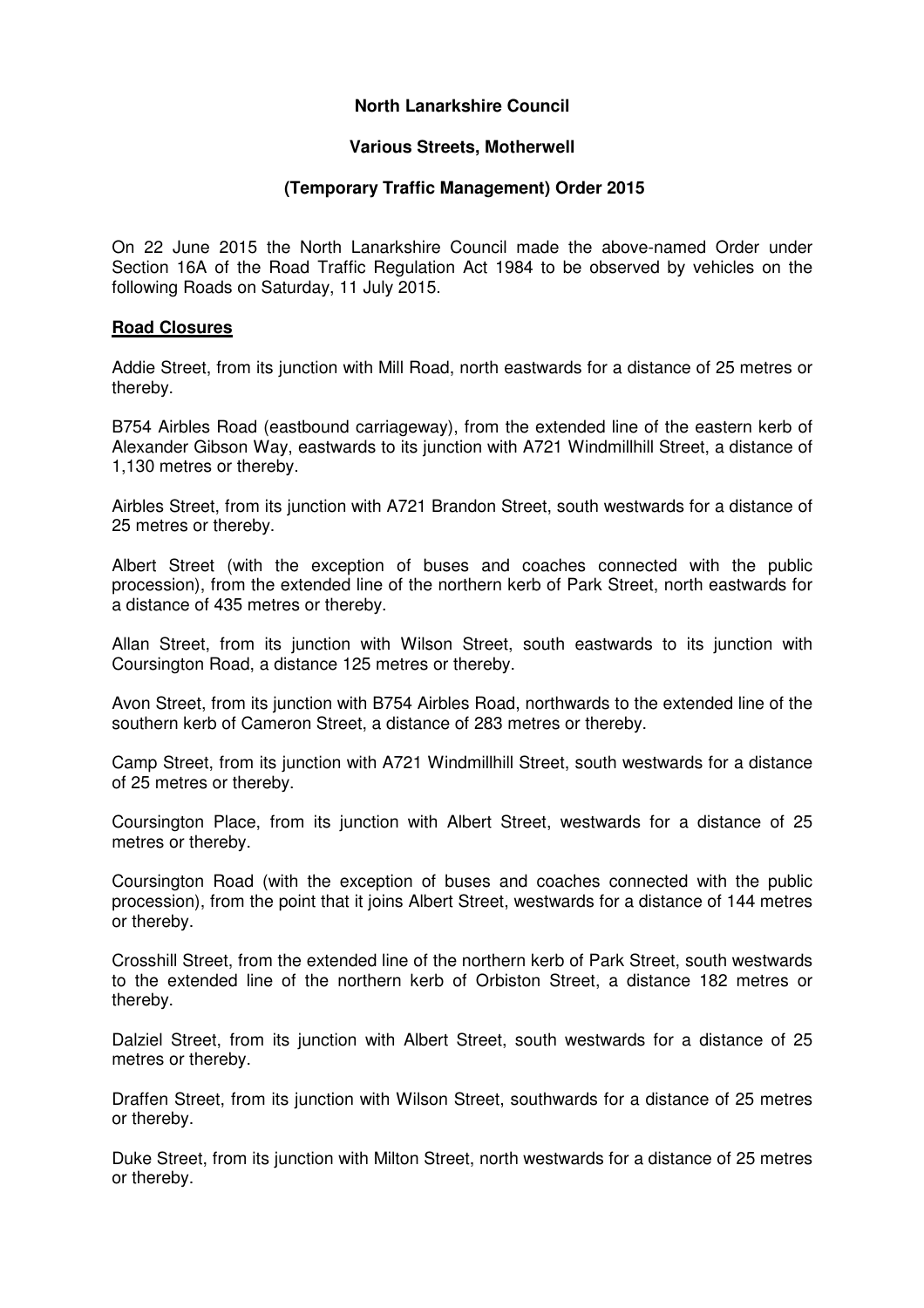**North Lanarkshire Council**

**Various Streets, Motherwell**

**(Temporary Traffic Management) Order 2015**

On 22 June 2015 the North Lanarkshire Council made the above-named Order under Section 16A of the Road Traffic Regulation Act 1984 to be observed by vehicles on the following Roads on Saturday, 11 July 2015.

**Road Closures**

Addie Street, from its junction with Mill Road, north eastwards for a distance of 25 metres or thereby.

B754 Airbles Road (eastbound carriageway), from the extended line of the eastern kerb of Alexander Gibson Way, eastwards to its junction with A721 Windmillhill Street, a distance of 1,130 metres or thereby.

Airbles Street, from its junction with A721 Brandon Street, south westwards for a distance of 25 metres or thereby.

Albert Street (with the exception of buses and coaches connected with the public procession), from the extended line of the northern kerb of Park Street, north eastwards for a distance of 435 metres or thereby.

Allan Street, from its junction with Wilson Street, south eastwards to its junction with Coursington Road, a distance 125 metres or thereby.

Avon Street, from its junction with B754 Airbles Road, northwards to the extended line of the southern kerb of Cameron Street, a distance of 283 metres or thereby.

Camp Street, from its junction with A721 Windmillhill Street, south westwards for a distance of 25 metres or thereby.

Coursington Place, from its junction with Albert Street, westwards for a distance of 25 metres or thereby.

Coursington Road (with the exception of buses and coaches connected with the public procession), from the point that it joins Albert Street, westwards for a distance of 144 metres or thereby.

Crosshill Street, from the extended line of the northern kerb of Park Street, south westwards to the extended line of the northern kerb of Orbiston Street, a distance 182 metres or thereby.

Dalziel Street, from its junction with Albert Street, south westwards for a distance of 25 metres or thereby.

Draffen Street, from its junction with Wilson Street, southwards for a distance of 25 metres or thereby.

Duke Street, from its junction with Milton Street, north westwards for a distance of 25 metres or thereby.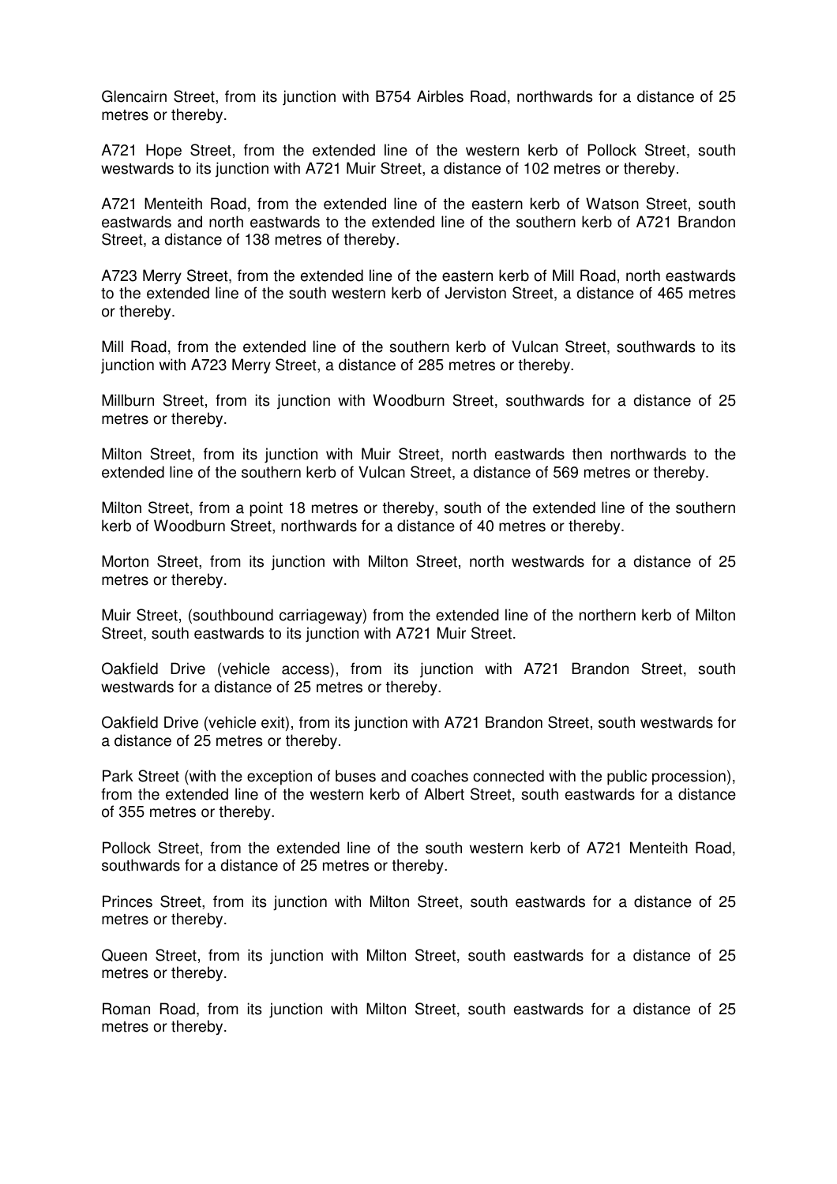Glencairn Street, from its junction with B754 Airbles Road, northwards for a distance of 25 metres or thereby.

A721 Hope Street, from the extended line of the western kerb of Pollock Street, south westwards to its junction with A721 Muir Street, a distance of 102 metres or thereby.

A721 Menteith Road, from the extended line of the eastern kerb of Watson Street, south eastwards and north eastwards to the extended line of the southern kerb of A721 Brandon Street, a distance of 138 metres of thereby.

A723 Merry Street, from the extended line of the eastern kerb of Mill Road, north eastwards to the extended line of the south western kerb of Jerviston Street, a distance of 465 metres or thereby.

Mill Road, from the extended line of the southern kerb of Vulcan Street, southwards to its junction with A723 Merry Street, a distance of 285 metres or thereby.

Millburn Street, from its junction with Woodburn Street, southwards for a distance of 25 metres or thereby.

Milton Street, from its junction with Muir Street, north eastwards then northwards to the extended line of the southern kerb of Vulcan Street, a distance of 569 metres or thereby.

Milton Street, from a point 18 metres or thereby, south of the extended line of the southern kerb of Woodburn Street, northwards for a distance of 40 metres or thereby.

Morton Street, from its junction with Milton Street, north westwards for a distance of 25 metres or thereby.

Muir Street, (southbound carriageway) from the extended line of the northern kerb of Milton Street, south eastwards to its junction with A721 Muir Street.

Oakfield Drive (vehicle access), from its junction with A721 Brandon Street, south westwards for a distance of 25 metres or thereby.

Oakfield Drive (vehicle exit), from its junction with A721 Brandon Street, south westwards for a distance of 25 metres or thereby.

Park Street (with the exception of buses and coaches connected with the public procession), from the extended line of the western kerb of Albert Street, south eastwards for a distance of 355 metres or thereby.

Pollock Street, from the extended line of the south western kerb of A721 Menteith Road, southwards for a distance of 25 metres or thereby.

Princes Street, from its junction with Milton Street, south eastwards for a distance of 25 metres or thereby.

Queen Street, from its junction with Milton Street, south eastwards for a distance of 25 metres or thereby.

Roman Road, from its junction with Milton Street, south eastwards for a distance of 25 metres or thereby.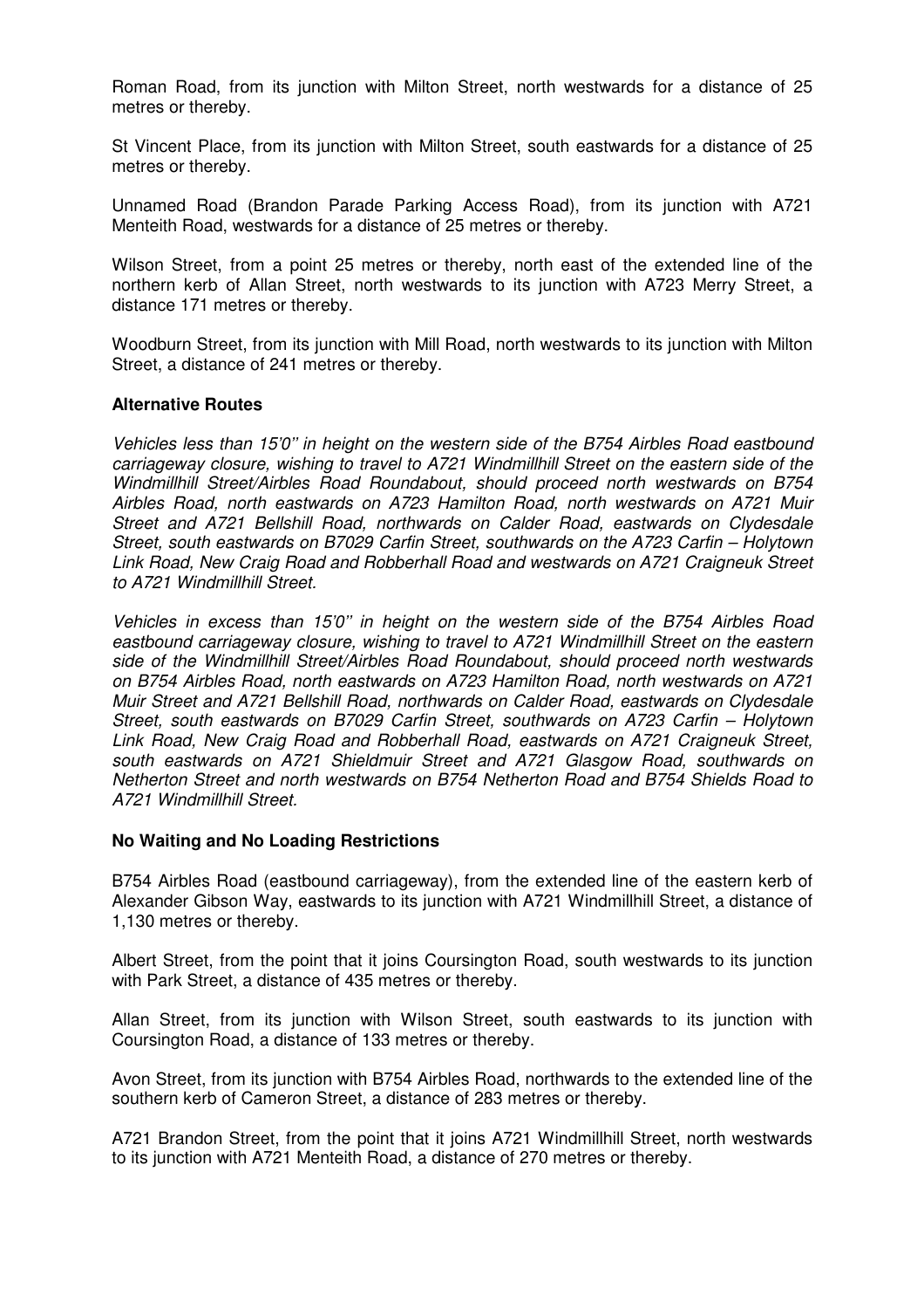Roman Road, from its junction with Milton Street, north westwards for a distance of 25 metres or thereby.

St Vincent Place, from its junction with Milton Street, south eastwards for a distance of 25 metres or thereby.

Unnamed Road (Brandon Parade Parking Access Road), from its junction with A721 Menteith Road, westwards for a distance of 25 metres or thereby.

Wilson Street, from a point 25 metres or thereby, north east of the extended line of the northern kerb of Allan Street, north westwards to its junction with A723 Merry Street, a distance 171 metres or thereby.

Woodburn Street, from its junction with Mill Road, north westwards to its junction with Milton Street, a distance of 241 metres or thereby.

**Alternative Routes**

*Vehicles less than 15'0'' in height on the western side of the B754 Airbles Road eastbound carriageway closure, wishing to travel to A721 Windmillhill Street on the eastern side of the Windmillhill Street/Airbles Road Roundabout, should proceed north westwards on B754 Airbles Road, north eastwards on A723 Hamilton Road, north westwards on A721 Muir Street and A721 Bellshill Road, northwards on Calder Road, eastwards on Clydesdale Street, south eastwards on B7029 Carfin Street, southwards on the A723 Carfin – Holytown Link Road, New Craig Road and Robberhall Road and westwards on A721 Craigneuk Street to A721 Windmillhill Street.*

*Vehicles in excess than 15'0'' in height on the western side of the B754 Airbles Road eastbound carriageway closure, wishing to travel to A721 Windmillhill Street on the eastern side of the Windmillhill Street/Airbles Road Roundabout, should proceed north westwards on B754 Airbles Road, north eastwards on A723 Hamilton Road, north westwards on A721 Muir Street and A721 Bellshill Road, northwards on Calder Road, eastwards on Clydesdale Street, south eastwards on B7029 Carfin Street, southwards on A723 Carfin – Holytown Link Road, New Craig Road and Robberhall Road, eastwards on A721 Craigneuk Street, south eastwards on A721 Shieldmuir Street and A721 Glasgow Road, southwards on Netherton Street and north westwards on B754 Netherton Road and B754 Shields Road to A721 Windmillhill Street.*

**No Waiting and No Loading Restrictions**

B754 Airbles Road (eastbound carriageway), from the extended line of the eastern kerb of Alexander Gibson Way, eastwards to its junction with A721 Windmillhill Street, a distance of 1,130 metres or thereby.

Albert Street, from the point that it joins Coursington Road, south westwards to its junction with Park Street, a distance of 435 metres or thereby.

Allan Street, from its junction with Wilson Street, south eastwards to its junction with Coursington Road, a distance of 133 metres or thereby.

Avon Street, from its junction with B754 Airbles Road, northwards to the extended line of the southern kerb of Cameron Street, a distance of 283 metres or thereby.

A721 Brandon Street, from the point that it joins A721 Windmillhill Street, north westwards to its junction with A721 Menteith Road, a distance of 270 metres or thereby.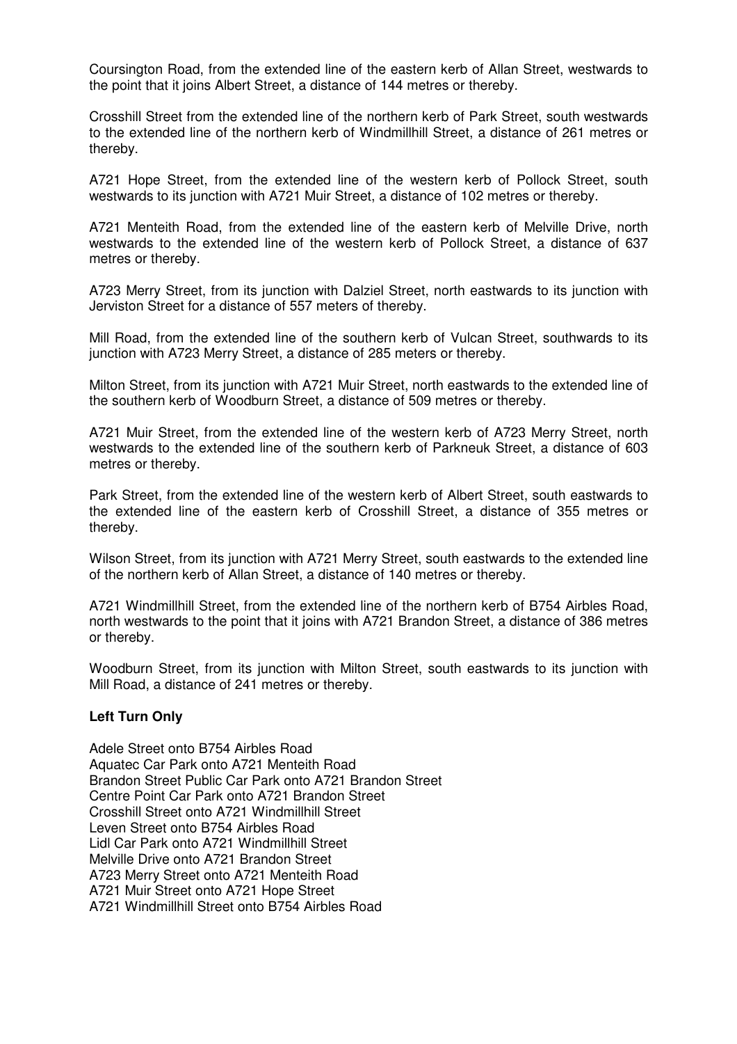Coursington Road, from the extended line of the eastern kerb of Allan Street, westwards to the point that it joins Albert Street, a distance of 144 metres or thereby.

Crosshill Street from the extended line of the northern kerb of Park Street, south westwards to the extended line of the northern kerb of Windmillhill Street, a distance of 261 metres or thereby.

A721 Hope Street, from the extended line of the western kerb of Pollock Street, south westwards to its junction with A721 Muir Street, a distance of 102 metres or thereby.

A721 Menteith Road, from the extended line of the eastern kerb of Melville Drive, north westwards to the extended line of the western kerb of Pollock Street, a distance of 637 metres or thereby.

A723 Merry Street, from its junction with Dalziel Street, north eastwards to its junction with Jerviston Street for a distance of 557 meters of thereby.

Mill Road, from the extended line of the southern kerb of Vulcan Street, southwards to its junction with A723 Merry Street, a distance of 285 meters or thereby.

Milton Street, from its junction with A721 Muir Street, north eastwards to the extended line of the southern kerb of Woodburn Street, a distance of 509 metres or thereby.

A721 Muir Street, from the extended line of the western kerb of A723 Merry Street, north westwards to the extended line of the southern kerb of Parkneuk Street, a distance of 603 metres or thereby.

Park Street, from the extended line of the western kerb of Albert Street, south eastwards to the extended line of the eastern kerb of Crosshill Street, a distance of 355 metres or thereby.

Wilson Street, from its junction with A721 Merry Street, south eastwards to the extended line of the northern kerb of Allan Street, a distance of 140 metres or thereby.

A721 Windmillhill Street, from the extended line of the northern kerb of B754 Airbles Road, north westwards to the point that it joins with A721 Brandon Street, a distance of 386 metres or thereby.

Woodburn Street, from its junction with Milton Street, south eastwards to its junction with Mill Road, a distance of 241 metres or thereby.

**Left Turn Only**

Adele Street onto B754 Airbles Road
Aquatec Car Park onto A721 Menteith Road
Brandon Street Public Car Park onto A721 Brandon Street
Centre Point Car Park onto A721 Brandon Street
Crosshill Street onto A721 Windmillhill Street
Leven Street onto B754 Airbles Road
Lidl Car Park onto A721 Windmillhill Street
Melville Drive onto A721 Brandon Street
A723 Merry Street onto A721 Menteith Road
A721 Muir Street onto A721 Hope Street
A721 Windmillhill Street onto B754 Airbles Road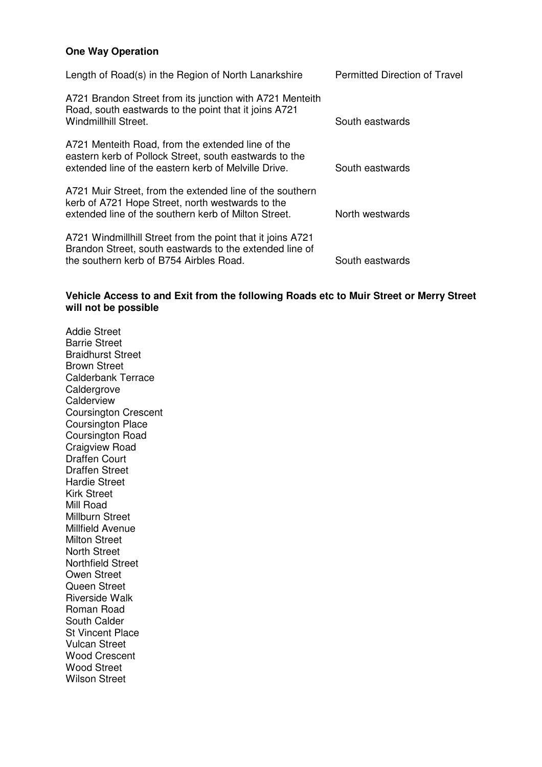**One Way Operation**

| Length of Road(s) in the Region of North Lanarkshire | Permitted Direction of Travel |
| --- | --- |
| A721 Brandon Street from its junction with A721 Menteith Road, south eastwards to the point that it joins A721 Windmillhill Street. | South eastwards |
| A721 Menteith Road, from the extended line of the eastern kerb of Pollock Street, south eastwards to the extended line of the eastern kerb of Melville Drive. | South eastwards |
| A721 Muir Street, from the extended line of the southern kerb of A721 Hope Street, north westwards to the extended line of the southern kerb of Milton Street. | North westwards |
| A721 Windmillhill Street from the point that it joins A721 Brandon Street, south eastwards to the extended line of the southern kerb of B754 Airbles Road. | South eastwards |

**Vehicle Access to and Exit from the following Roads etc to Muir Street or Merry Street will not be possible**

Addie Street
Barrie Street
Braidhurst Street
Brown Street
Calderbank Terrace
Caldergrove
Calderview
Coursington Crescent
Coursington Place
Coursington Road
Craigview Road
Draffen Court
Draffen Street
Hardie Street
Kirk Street
Mill Road
Millburn Street
Millfield Avenue
Milton Street
North Street
Northfield Street
Owen Street
Queen Street
Riverside Walk
Roman Road
South Calder
St Vincent Place
Vulcan Street
Wood Crescent
Wood Street
Wilson Street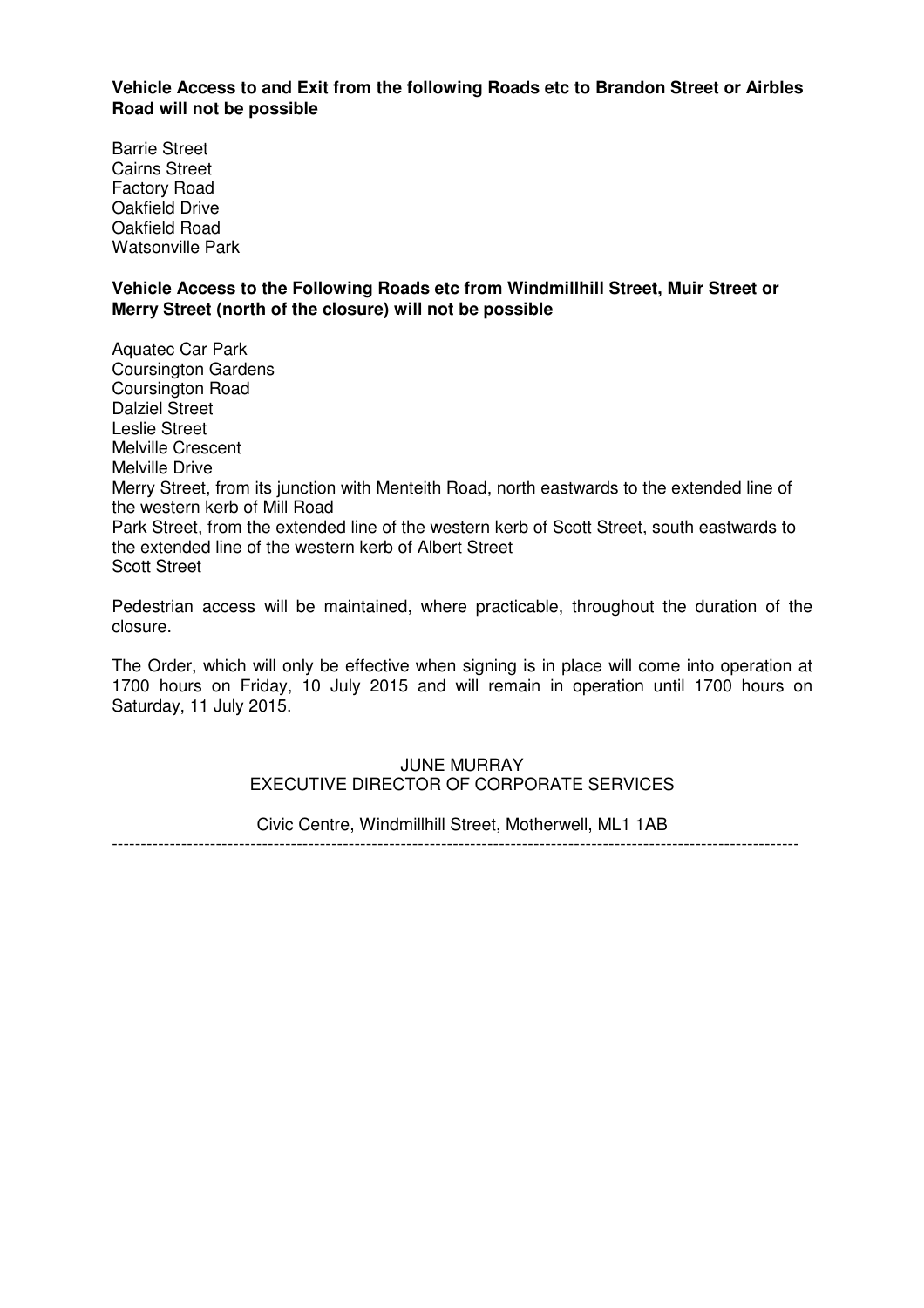**Vehicle Access to and Exit from the following Roads etc to Brandon Street or Airbles Road will not be possible**

Barrie Street
Cairns Street
Factory Road
Oakfield Drive
Oakfield Road
Watsonville Park

**Vehicle Access to the Following Roads etc from Windmillhill Street, Muir Street or Merry Street (north of the closure) will not be possible**

Aquatec Car Park
Coursington Gardens
Coursington Road
Dalziel Street
Leslie Street
Melville Crescent
Melville Drive
Merry Street, from its junction with Menteith Road, north eastwards to the extended line of the western kerb of Mill Road
Park Street, from the extended line of the western kerb of Scott Street, south eastwards to the extended line of the western kerb of Albert Street
Scott Street

Pedestrian access will be maintained, where practicable, throughout the duration of the closure.

The Order, which will only be effective when signing is in place will come into operation at 1700 hours on Friday, 10 July 2015 and will remain in operation until 1700 hours on Saturday, 11 July 2015.

JUNE MURRAY
EXECUTIVE DIRECTOR OF CORPORATE SERVICES

Civic Centre, Windmillhill Street, Motherwell, ML1 1AB

---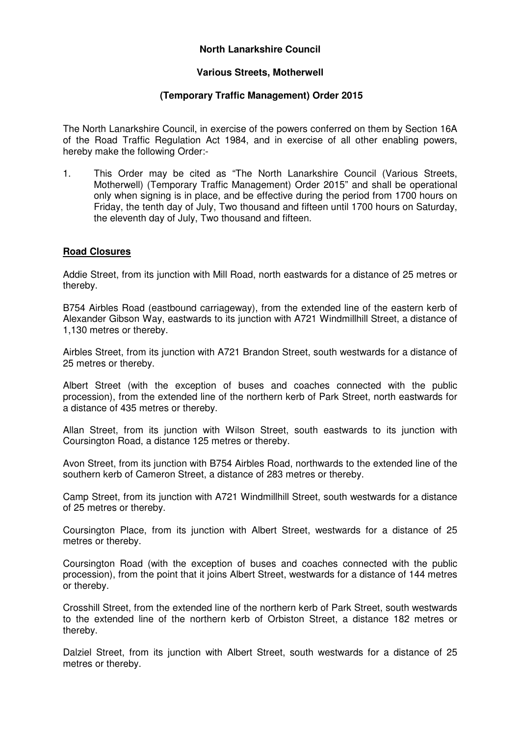**North Lanarkshire Council**

**Various Streets, Motherwell**

**(Temporary Traffic Management) Order 2015**

The North Lanarkshire Council, in exercise of the powers conferred on them by Section 16A of the Road Traffic Regulation Act 1984, and in exercise of all other enabling powers, hereby make the following Order:-

1. This Order may be cited as "The North Lanarkshire Council (Various Streets, Motherwell) (Temporary Traffic Management) Order 2015" and shall be operational only when signing is in place, and be effective during the period from 1700 hours on Friday, the tenth day of July, Two thousand and fifteen until 1700 hours on Saturday, the eleventh day of July, Two thousand and fifteen.

**Road Closures**

Addie Street, from its junction with Mill Road, north eastwards for a distance of 25 metres or thereby.

B754 Airbles Road (eastbound carriageway), from the extended line of the eastern kerb of Alexander Gibson Way, eastwards to its junction with A721 Windmillhill Street, a distance of 1,130 metres or thereby.

Airbles Street, from its junction with A721 Brandon Street, south westwards for a distance of 25 metres or thereby.

Albert Street (with the exception of buses and coaches connected with the public procession), from the extended line of the northern kerb of Park Street, north eastwards for a distance of 435 metres or thereby.

Allan Street, from its junction with Wilson Street, south eastwards to its junction with Coursington Road, a distance 125 metres or thereby.

Avon Street, from its junction with B754 Airbles Road, northwards to the extended line of the southern kerb of Cameron Street, a distance of 283 metres or thereby.

Camp Street, from its junction with A721 Windmillhill Street, south westwards for a distance of 25 metres or thereby.

Coursington Place, from its junction with Albert Street, westwards for a distance of 25 metres or thereby.

Coursington Road (with the exception of buses and coaches connected with the public procession), from the point that it joins Albert Street, westwards for a distance of 144 metres or thereby.

Crosshill Street, from the extended line of the northern kerb of Park Street, south westwards to the extended line of the northern kerb of Orbiston Street, a distance 182 metres or thereby.

Dalziel Street, from its junction with Albert Street, south westwards for a distance of 25 metres or thereby.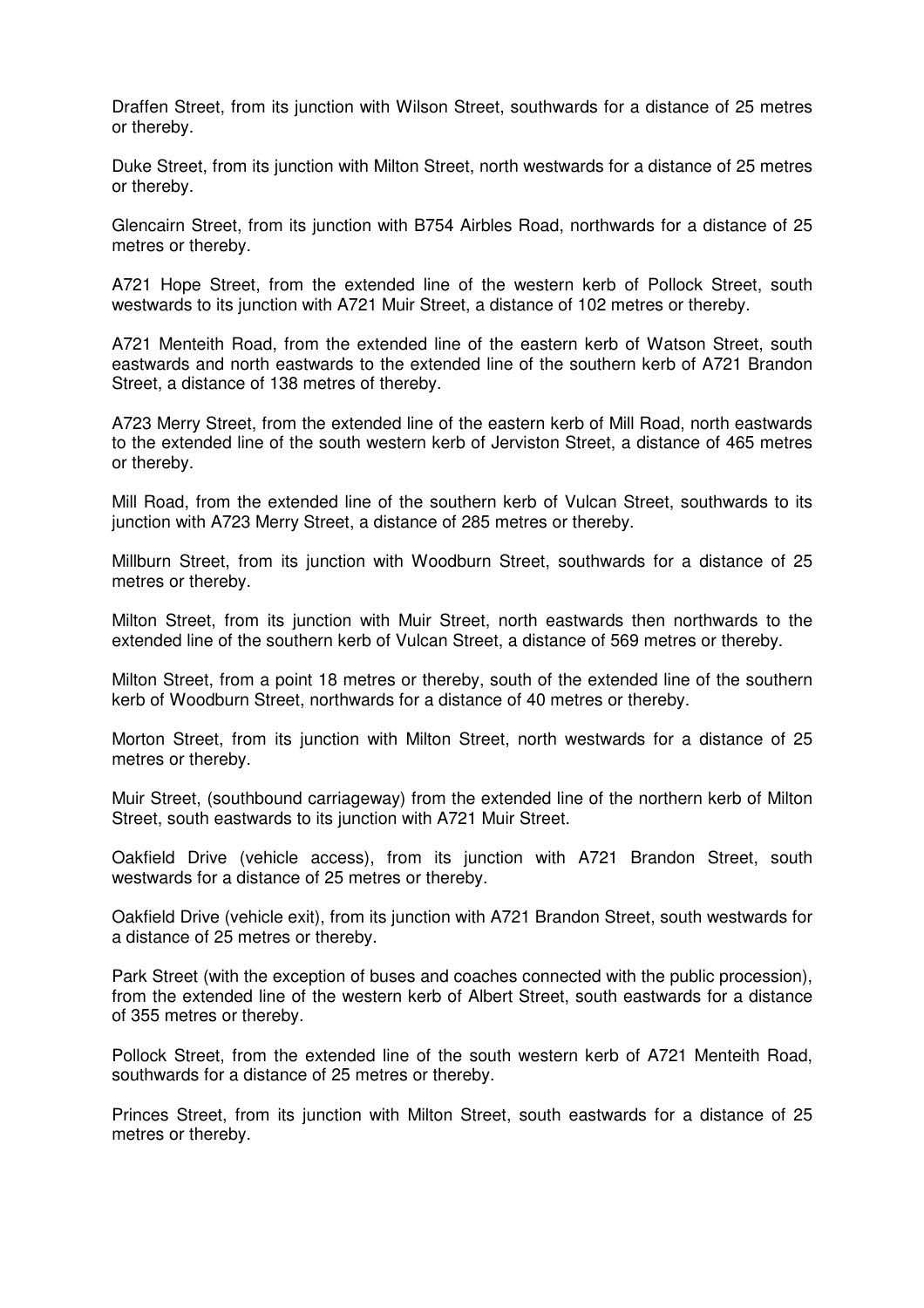Draffen Street, from its junction with Wilson Street, southwards for a distance of 25 metres or thereby.

Duke Street, from its junction with Milton Street, north westwards for a distance of 25 metres or thereby.

Glencairn Street, from its junction with B754 Airbles Road, northwards for a distance of 25 metres or thereby.

A721 Hope Street, from the extended line of the western kerb of Pollock Street, south westwards to its junction with A721 Muir Street, a distance of 102 metres or thereby.

A721 Menteith Road, from the extended line of the eastern kerb of Watson Street, south eastwards and north eastwards to the extended line of the southern kerb of A721 Brandon Street, a distance of 138 metres of thereby.

A723 Merry Street, from the extended line of the eastern kerb of Mill Road, north eastwards to the extended line of the south western kerb of Jerviston Street, a distance of 465 metres or thereby.

Mill Road, from the extended line of the southern kerb of Vulcan Street, southwards to its junction with A723 Merry Street, a distance of 285 metres or thereby.

Millburn Street, from its junction with Woodburn Street, southwards for a distance of 25 metres or thereby.

Milton Street, from its junction with Muir Street, north eastwards then northwards to the extended line of the southern kerb of Vulcan Street, a distance of 569 metres or thereby.

Milton Street, from a point 18 metres or thereby, south of the extended line of the southern kerb of Woodburn Street, northwards for a distance of 40 metres or thereby.

Morton Street, from its junction with Milton Street, north westwards for a distance of 25 metres or thereby.

Muir Street, (southbound carriageway) from the extended line of the northern kerb of Milton Street, south eastwards to its junction with A721 Muir Street.

Oakfield Drive (vehicle access), from its junction with A721 Brandon Street, south westwards for a distance of 25 metres or thereby.

Oakfield Drive (vehicle exit), from its junction with A721 Brandon Street, south westwards for a distance of 25 metres or thereby.

Park Street (with the exception of buses and coaches connected with the public procession), from the extended line of the western kerb of Albert Street, south eastwards for a distance of 355 metres or thereby.

Pollock Street, from the extended line of the south western kerb of A721 Menteith Road, southwards for a distance of 25 metres or thereby.

Princes Street, from its junction with Milton Street, south eastwards for a distance of 25 metres or thereby.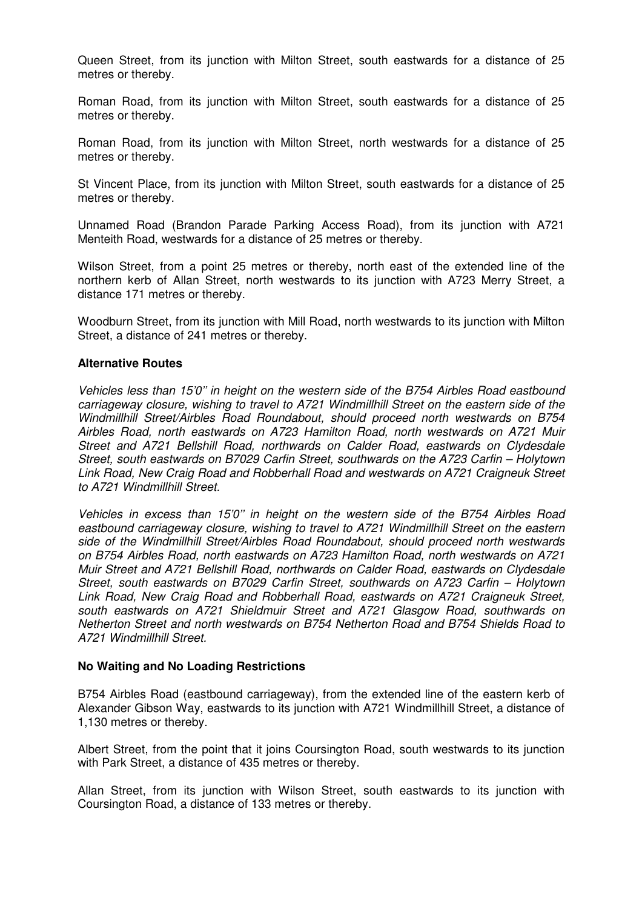Queen Street, from its junction with Milton Street, south eastwards for a distance of 25 metres or thereby.

Roman Road, from its junction with Milton Street, south eastwards for a distance of 25 metres or thereby.

Roman Road, from its junction with Milton Street, north westwards for a distance of 25 metres or thereby.

St Vincent Place, from its junction with Milton Street, south eastwards for a distance of 25 metres or thereby.

Unnamed Road (Brandon Parade Parking Access Road), from its junction with A721 Menteith Road, westwards for a distance of 25 metres or thereby.

Wilson Street, from a point 25 metres or thereby, north east of the extended line of the northern kerb of Allan Street, north westwards to its junction with A723 Merry Street, a distance 171 metres or thereby.

Woodburn Street, from its junction with Mill Road, north westwards to its junction with Milton Street, a distance of 241 metres or thereby.

**Alternative Routes**

*Vehicles less than 15'0'' in height on the western side of the B754 Airbles Road eastbound carriageway closure, wishing to travel to A721 Windmillhill Street on the eastern side of the Windmillhill Street/Airbles Road Roundabout, should proceed north westwards on B754 Airbles Road, north eastwards on A723 Hamilton Road, north westwards on A721 Muir Street and A721 Bellshill Road, northwards on Calder Road, eastwards on Clydesdale Street, south eastwards on B7029 Carfin Street, southwards on the A723 Carfin – Holytown Link Road, New Craig Road and Robberhall Road and westwards on A721 Craigneuk Street to A721 Windmillhill Street.*

*Vehicles in excess than 15'0'' in height on the western side of the B754 Airbles Road eastbound carriageway closure, wishing to travel to A721 Windmillhill Street on the eastern side of the Windmillhill Street/Airbles Road Roundabout, should proceed north westwards on B754 Airbles Road, north eastwards on A723 Hamilton Road, north westwards on A721 Muir Street and A721 Bellshill Road, northwards on Calder Road, eastwards on Clydesdale Street, south eastwards on B7029 Carfin Street, southwards on A723 Carfin – Holytown Link Road, New Craig Road and Robberhall Road, eastwards on A721 Craigneuk Street, south eastwards on A721 Shieldmuir Street and A721 Glasgow Road, southwards on Netherton Street and north westwards on B754 Netherton Road and B754 Shields Road to A721 Windmillhill Street.*

**No Waiting and No Loading Restrictions**

B754 Airbles Road (eastbound carriageway), from the extended line of the eastern kerb of Alexander Gibson Way, eastwards to its junction with A721 Windmillhill Street, a distance of 1,130 metres or thereby.

Albert Street, from the point that it joins Coursington Road, south westwards to its junction with Park Street, a distance of 435 metres or thereby.

Allan Street, from its junction with Wilson Street, south eastwards to its junction with Coursington Road, a distance of 133 metres or thereby.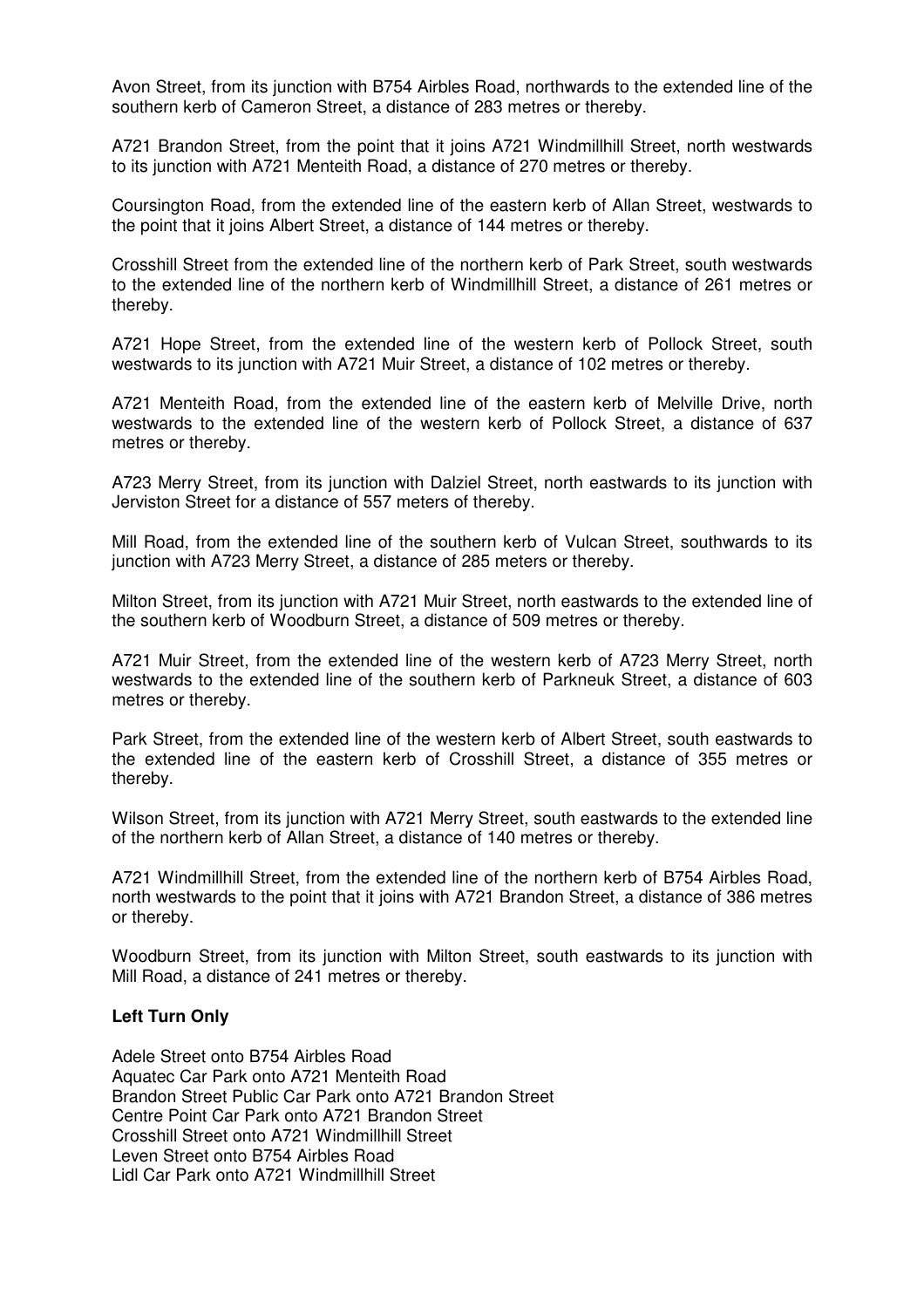Avon Street, from its junction with B754 Airbles Road, northwards to the extended line of the southern kerb of Cameron Street, a distance of 283 metres or thereby.

A721 Brandon Street, from the point that it joins A721 Windmillhill Street, north westwards to its junction with A721 Menteith Road, a distance of 270 metres or thereby.

Coursington Road, from the extended line of the eastern kerb of Allan Street, westwards to the point that it joins Albert Street, a distance of 144 metres or thereby.

Crosshill Street from the extended line of the northern kerb of Park Street, south westwards to the extended line of the northern kerb of Windmillhill Street, a distance of 261 metres or thereby.

A721 Hope Street, from the extended line of the western kerb of Pollock Street, south westwards to its junction with A721 Muir Street, a distance of 102 metres or thereby.

A721 Menteith Road, from the extended line of the eastern kerb of Melville Drive, north westwards to the extended line of the western kerb of Pollock Street, a distance of 637 metres or thereby.

A723 Merry Street, from its junction with Dalziel Street, north eastwards to its junction with Jerviston Street for a distance of 557 meters of thereby.

Mill Road, from the extended line of the southern kerb of Vulcan Street, southwards to its junction with A723 Merry Street, a distance of 285 meters or thereby.

Milton Street, from its junction with A721 Muir Street, north eastwards to the extended line of the southern kerb of Woodburn Street, a distance of 509 metres or thereby.

A721 Muir Street, from the extended line of the western kerb of A723 Merry Street, north westwards to the extended line of the southern kerb of Parkneuk Street, a distance of 603 metres or thereby.

Park Street, from the extended line of the western kerb of Albert Street, south eastwards to the extended line of the eastern kerb of Crosshill Street, a distance of 355 metres or thereby.

Wilson Street, from its junction with A721 Merry Street, south eastwards to the extended line of the northern kerb of Allan Street, a distance of 140 metres or thereby.

A721 Windmillhill Street, from the extended line of the northern kerb of B754 Airbles Road, north westwards to the point that it joins with A721 Brandon Street, a distance of 386 metres or thereby.

Woodburn Street, from its junction with Milton Street, south eastwards to its junction with Mill Road, a distance of 241 metres or thereby.

**Left Turn Only**

Adele Street onto B754 Airbles Road
Aquatec Car Park onto A721 Menteith Road
Brandon Street Public Car Park onto A721 Brandon Street
Centre Point Car Park onto A721 Brandon Street
Crosshill Street onto A721 Windmillhill Street
Leven Street onto B754 Airbles Road
Lidl Car Park onto A721 Windmillhill Street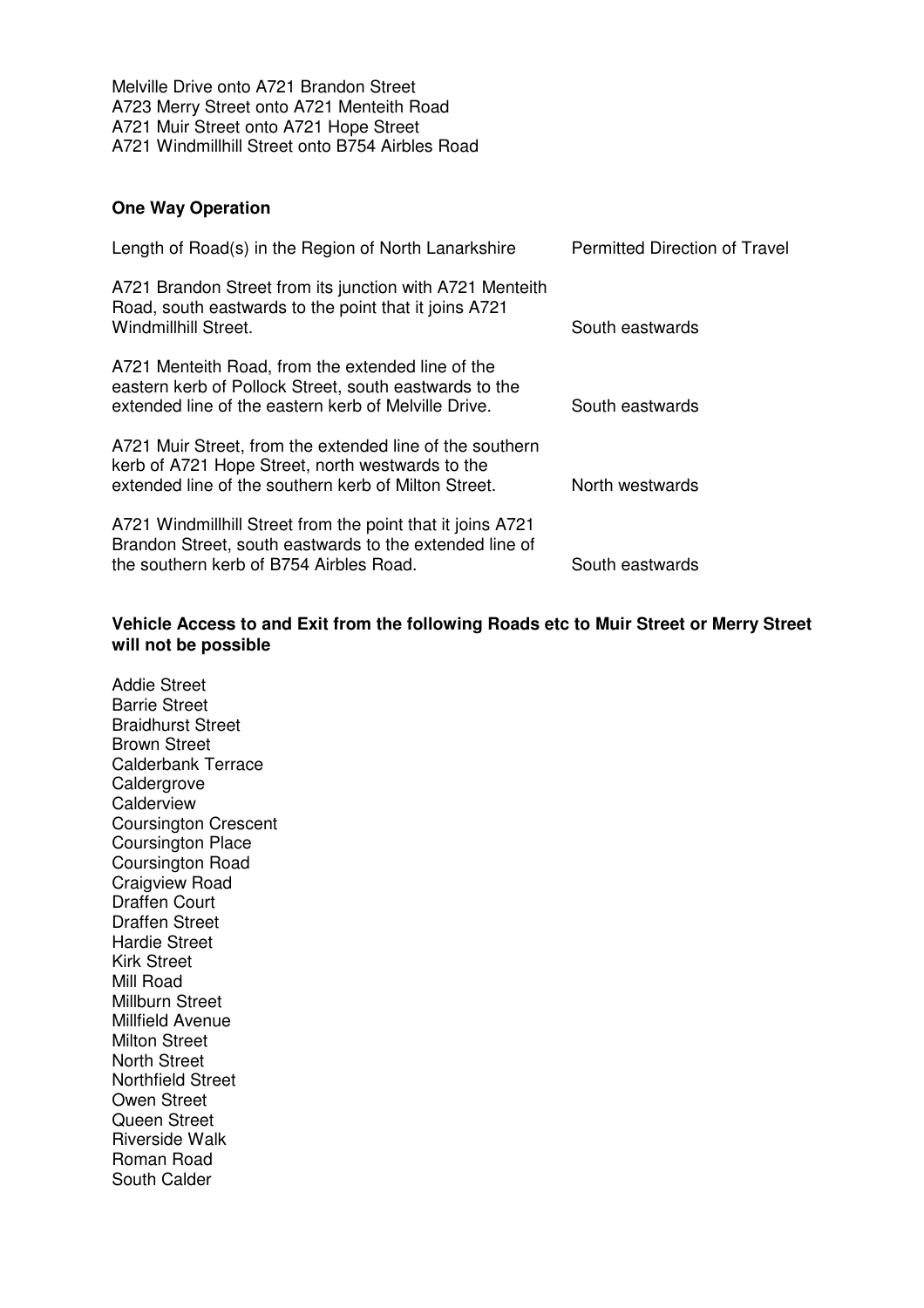Melville Drive onto A721 Brandon Street
A723 Merry Street onto A721 Menteith Road
A721 Muir Street onto A721 Hope Street
A721 Windmillhill Street onto B754 Airbles Road

**One Way Operation**

| Length of Road(s) in the Region of North Lanarkshire | Permitted Direction of Travel |
|---|---|
| A721 Brandon Street from its junction with A721 Menteith Road, south eastwards to the point that it joins A721 Windmillhill Street. | South eastwards |
| A721 Menteith Road, from the extended line of the eastern kerb of Pollock Street, south eastwards to the extended line of the eastern kerb of Melville Drive. | South eastwards |
| A721 Muir Street, from the extended line of the southern kerb of A721 Hope Street, north westwards to the extended line of the southern kerb of Milton Street. | North westwards |
| A721 Windmillhill Street from the point that it joins A721 Brandon Street, south eastwards to the extended line of the southern kerb of B754 Airbles Road. | South eastwards |

**Vehicle Access to and Exit from the following Roads etc to Muir Street or Merry Street will not be possible**

Addie Street
Barrie Street
Braidhurst Street
Brown Street
Calderbank Terrace
Caldergrove
Calderview
Coursington Crescent
Coursington Place
Coursington Road
Craigview Road
Draffen Court
Draffen Street
Hardie Street
Kirk Street
Mill Road
Millburn Street
Millfield Avenue
Milton Street
North Street
Northfield Street
Owen Street
Queen Street
Riverside Walk
Roman Road
South Calder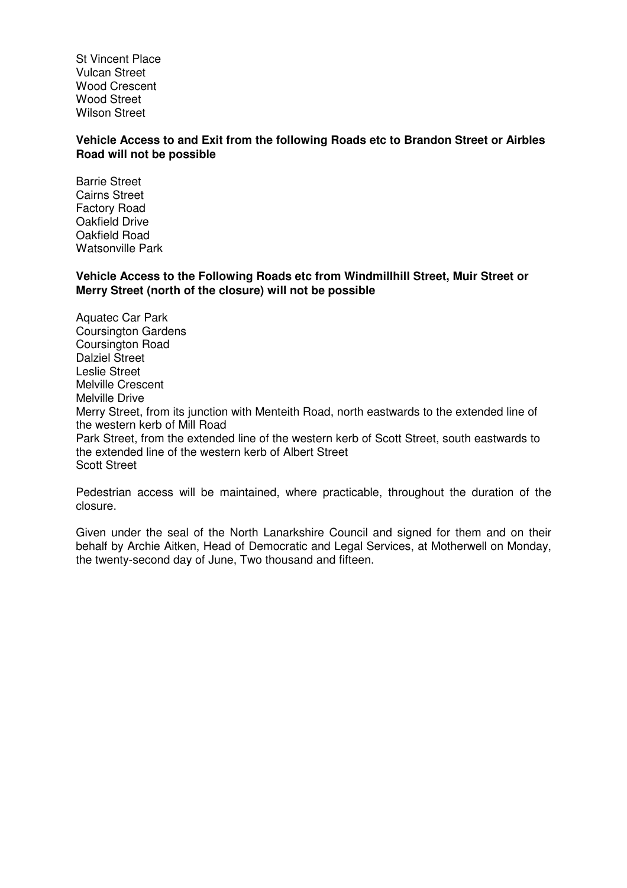St Vincent Place
Vulcan Street
Wood Crescent
Wood Street
Wilson Street

**Vehicle Access to and Exit from the following Roads etc to Brandon Street or Airbles Road will not be possible**

Barrie Street
Cairns Street
Factory Road
Oakfield Drive
Oakfield Road
Watsonville Park

**Vehicle Access to the Following Roads etc from Windmillhill Street, Muir Street or Merry Street (north of the closure) will not be possible**

Aquatec Car Park
Coursington Gardens
Coursington Road
Dalziel Street
Leslie Street
Melville Crescent
Melville Drive
Merry Street, from its junction with Menteith Road, north eastwards to the extended line of the western kerb of Mill Road
Park Street, from the extended line of the western kerb of Scott Street, south eastwards to the extended line of the western kerb of Albert Street
Scott Street

Pedestrian access will be maintained, where practicable, throughout the duration of the closure.

Given under the seal of the North Lanarkshire Council and signed for them and on their behalf by Archie Aitken, Head of Democratic and Legal Services, at Motherwell on Monday, the twenty-second day of June, Two thousand and fifteen.